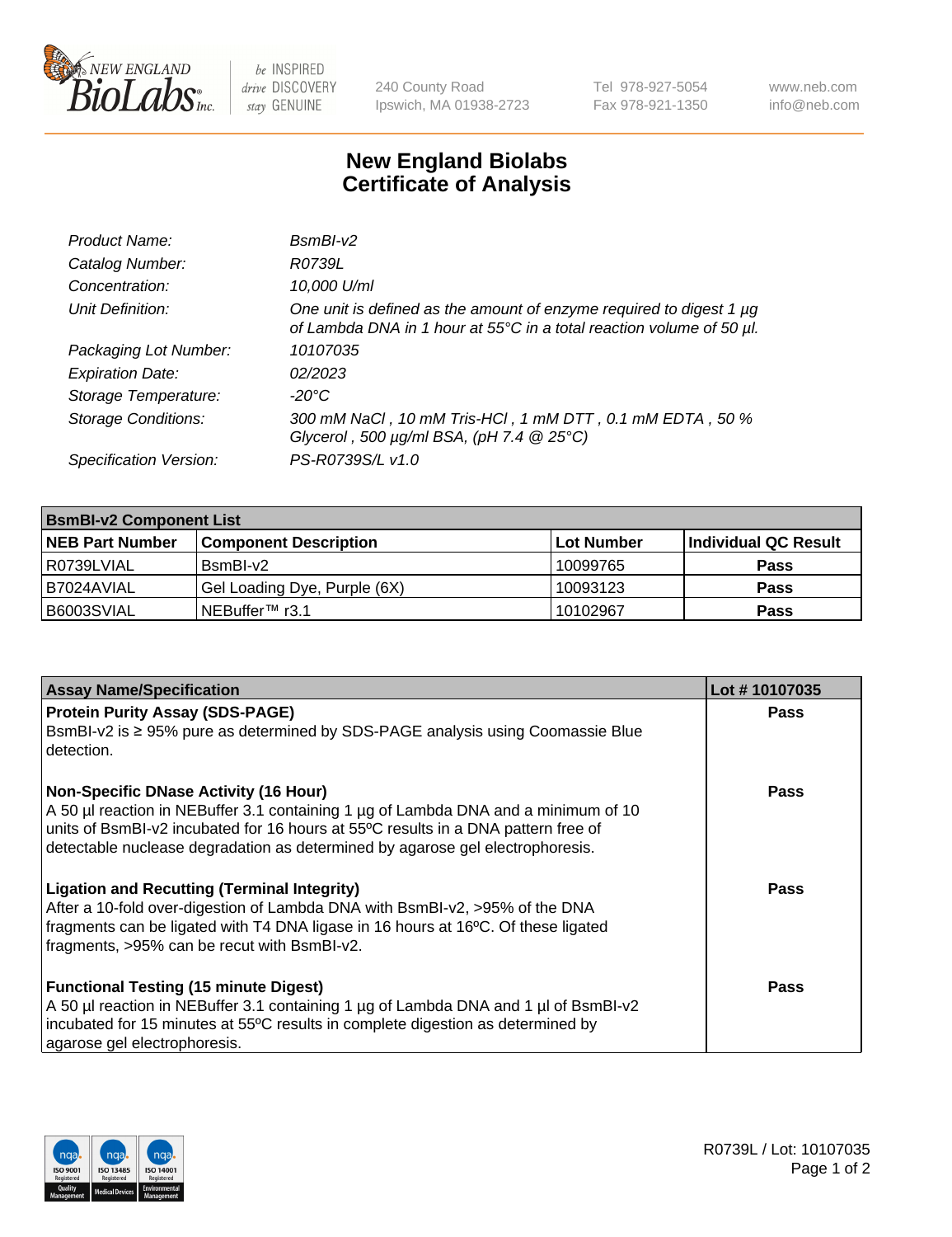# New England Biolabs Certificate of Analysis

| | |
|---|---|
| *Product Name:* | *BsmBI-v2* |
| *Catalog Number:* | *R0739L* |
| *Concentration:* | *10,000 U/ml* |
| *Unit Definition:* | *One unit is defined as the amount of enzyme required to digest 1 µg of Lambda DNA in 1 hour at 55°C in a total reaction volume of 50 µl.* |
| *Packaging Lot Number:* | *10107035* |
| *Expiration Date:* | *02/2023* |
| *Storage Temperature:* | *-20°C* |
| *Storage Conditions:* | *300 mM NaCl , 10 mM Tris-HCl , 1 mM DTT , 0.1 mM EDTA , 50 % Glycerol , 500 µg/ml BSA, (pH 7.4 @ 25°C)* |
| *Specification Version:* | *PS-R0739S/L v1.0* |

| **BsmBI-v2 Component List** | | | |
|---|---|---|---|
| **NEB Part Number** | **Component Description** | **Lot Number** | **Individual QC Result** |
| R0739LVIAL | BsmBI-v2 | 10099765 | **Pass** |
| B7024AVIAL | Gel Loading Dye, Purple (6X) | 10093123 | **Pass** |
| B6003SVIAL | NEBuffer™ r3.1 | 10102967 | **Pass** |

| **Assay Name/Specification** | **Lot # 10107035** |
|---|---|
| **Protein Purity Assay (SDS-PAGE)**<br>BsmBI-v2 is ≥ 95% pure as determined by SDS-PAGE analysis using Coomassie Blue detection. | **Pass** |
| **Non-Specific DNase Activity (16 Hour)**<br>A 50 µl reaction in NEBuffer 3.1 containing 1 µg of Lambda DNA and a minimum of 10 units of BsmBI-v2 incubated for 16 hours at 55ºC results in a DNA pattern free of detectable nuclease degradation as determined by agarose gel electrophoresis. | **Pass** |
| **Ligation and Recutting (Terminal Integrity)**<br>After a 10-fold over-digestion of Lambda DNA with BsmBI-v2, >95% of the DNA fragments can be ligated with T4 DNA ligase in 16 hours at 16ºC. Of these ligated fragments, >95% can be recut with BsmBI-v2. | **Pass** |
| **Functional Testing (15 minute Digest)**<br>A 50 µl reaction in NEBuffer 3.1 containing 1 µg of Lambda DNA and 1 µl of BsmBI-v2 incubated for 15 minutes at 55ºC results in complete digestion as determined by agarose gel electrophoresis. | **Pass** |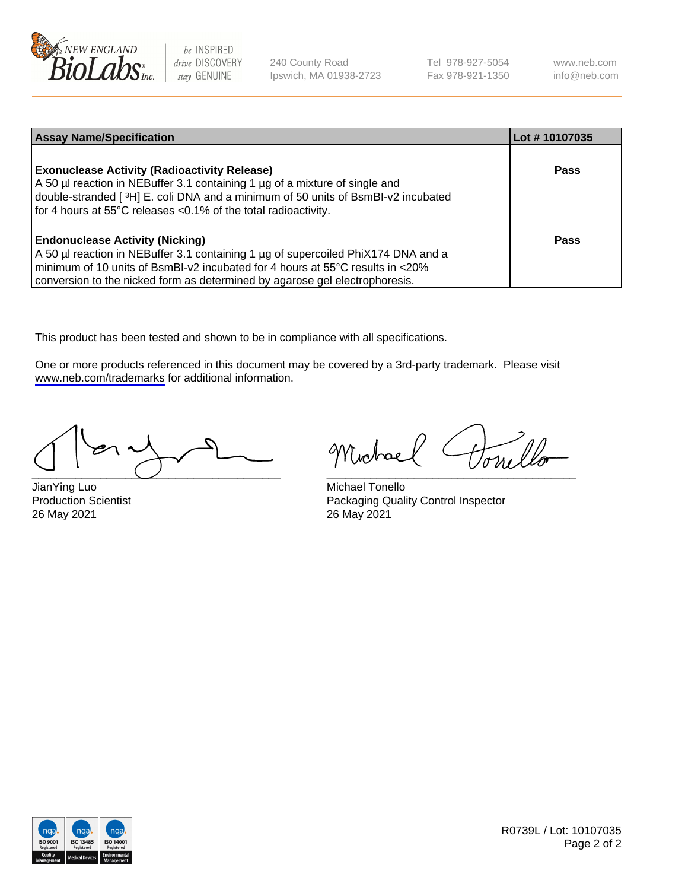| Assay Name/Specification | Lot # 10107035 |
|---|---|
| **Exonuclease Activity (Radioactivity Release)**<br>A 50 µl reaction in NEBuffer 3.1 containing 1 µg of a mixture of single and double-stranded [ $^3$H] E. coli DNA and a minimum of 50 units of BsmBI-v2 incubated for 4 hours at 55°C releases <0.1% of the total radioactivity. | **Pass** |
| **Endonuclease Activity (Nicking)**<br>A 50 µl reaction in NEBuffer 3.1 containing 1 µg of supercoiled PhiX174 DNA and a minimum of 10 units of BsmBI-v2 incubated for 4 hours at 55°C results in <20% conversion to the nicked form as determined by agarose gel electrophoresis. | **Pass** |

This product has been tested and shown to be in compliance with all specifications.

One or more products referenced in this document may be covered by a 3rd-party trademark. Please visit www.neb.com/trademarks for additional information.

JianYing Luo
Production Scientist
26 May 2021

Michael Tonello
Packaging Quality Control Inspector
26 May 2021

R0739L / Lot: 10107035